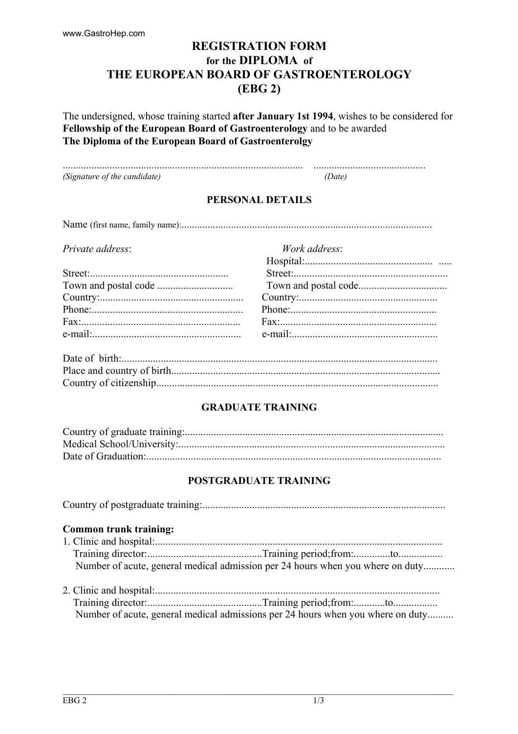www.GastroHep.com

# REGISTRATION FORM
## for the DIPLOMA of
## THE EUROPEAN BOARD OF GASTROENTEROLOGY
## (EBG 2)

The undersigned, whose training started **after January 1st 1994**, wishes to be considered for **Fellowship of the European Board of Gastroenterology** and to be awarded **The Diploma of the European Board of Gastroenterolgy**

............................................................................................ ..........................................

*(Signature of the candidate)* *(Date)*

### PERSONAL DETAILS

Name (first name, family name):...............................................................................................

*Private address*:

Street:....................................................

Town and postal code ............................

Country:......................................................

Phone:.........................................................

Fax:............................................................

e-mail:........................................................

*Work address*:

Hospital:................................................ .....

Street:..........................................................

Town and postal code.................................

Country:....................................................

Phone:.......................................................

Fax:...........................................................

e-mail:.......................................................

Date of birth:........................................................................................................................

Place and country of birth.....................................................................................................

Country of citizenship...........................................................................................................

### GRADUATE TRAINING

Country of graduate training:.................................................................................................

Medical School/University:....................................................................................................

Date of Graduation:................................................................................................................

### POSTGRADUATE TRAINING

Country of postgraduate training:............................................................................................

**Common trunk training:**

1. Clinic and hospital:............................................................................................................
   Training director:...........................................Training period;from:..............to................
   Number of acute, general medical admission per 24 hours when you where on duty............

2. Clinic and hospital:...........................................................................................................
   Training director:...........................................Training period;from:............to................
   Number of acute, general medical admissions per 24 hours when you where on duty..........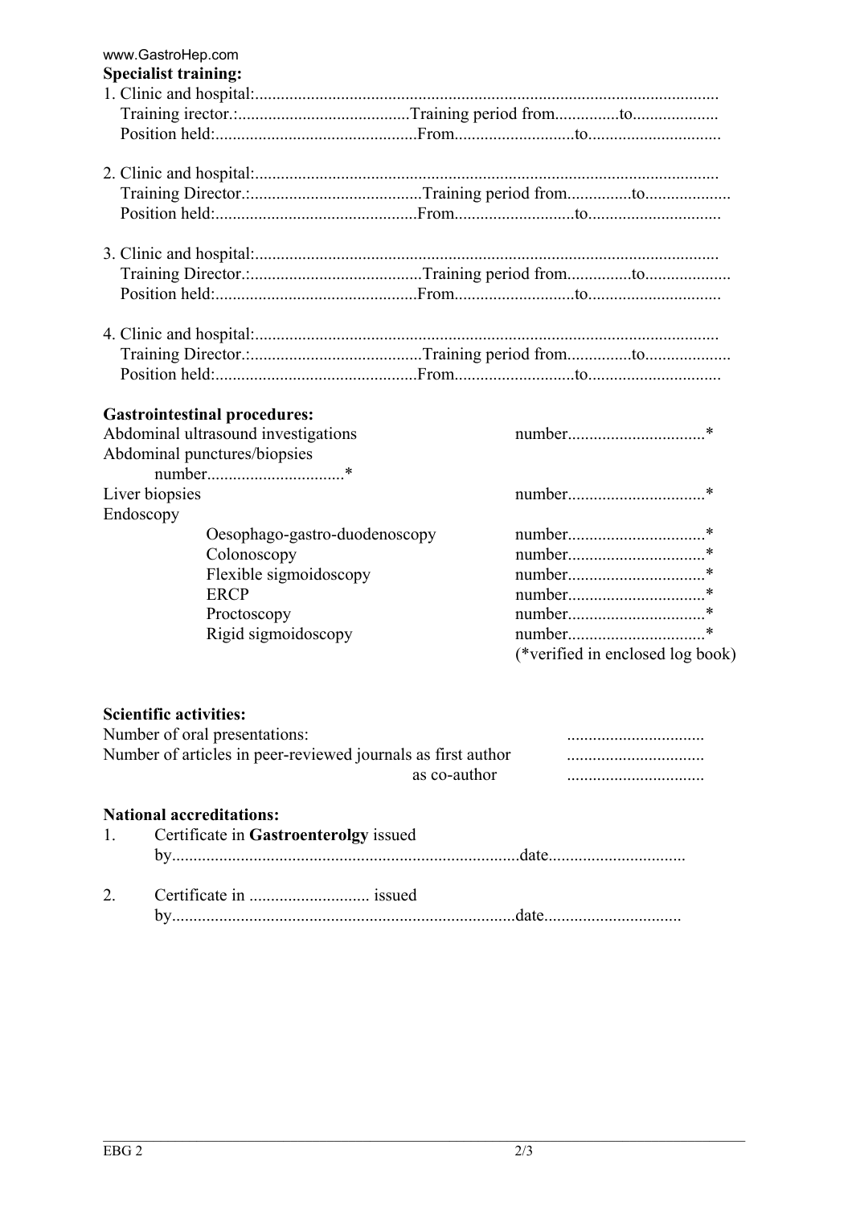**Specialist training:**

1. Clinic and hospital:...........................................................................................................
   Training irector.:........................................Training period from...............to....................
   Position held:...............................................From............................to..............................

2. Clinic and hospital:...........................................................................................................
   Training Director.:........................................Training period from...............to....................
   Position held:...............................................From............................to..............................

3. Clinic and hospital:...........................................................................................................
   Training Director.:........................................Training period from...............to....................
   Position held:...............................................From............................to..............................

4. Clinic and hospital:...........................................................................................................
   Training Director.:........................................Training period from...............to....................
   Position held:...............................................From............................to..............................

**Gastrointestinal procedures:**

Abdominal ultrasound investigations number................................*

Abdominal punctures/biopsies
number................................*

Liver biopsies number................................*

Endoscopy

- Oesophago-gastro-duodenoscopy number................................*
- Colonoscopy number................................*
- Flexible sigmoidoscopy number................................*
- ERCP number................................*
- Proctoscopy number................................*
- Rigid sigmoidoscopy number................................*

(*verified in enclosed log book)

**Scientific activities:**

Number of oral presentations: ................................

Number of articles in peer-reviewed journals as first author ................................

as co-author ................................

**National accreditations:**

1. Certificate in **Gastroenterolgy** issued
   by.................................................................................date................................

2. Certificate in ............................ issued
   by................................................................................date................................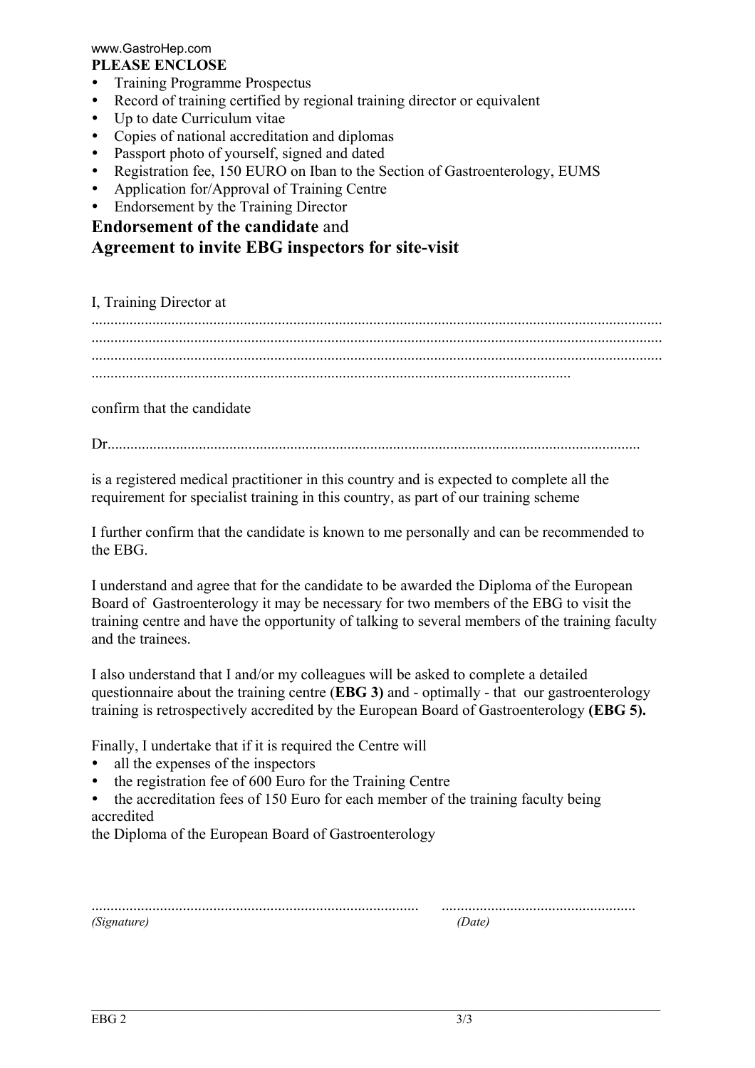www.GastroHep.com

**PLEASE ENCLOSE**

- Training Programme Prospectus
- Record of training certified by regional training director or equivalent
- Up to date Curriculum vitae
- Copies of national accreditation and diplomas
- Passport photo of yourself, signed and dated
- Registration fee, 150 EURO on Iban to the Section of Gastroenterology, EUMS
- Application for/Approval of Training Centre
- Endorsement by the Training Director

## **Endorsement of the candidate** and **Agreement to invite EBG inspectors for site-visit**

I, Training Director at

.................................................................................................................................................
.................................................................................................................................................
.................................................................................................................................................
..........................................................................................................................

confirm that the candidate

Dr..........................................................................................................................................

is a registered medical practitioner in this country and is expected to complete all the requirement for specialist training in this country, as part of our training scheme

I further confirm that the candidate is known to me personally and can be recommended to the EBG.

I understand and agree that for the candidate to be awarded the Diploma of the European Board of Gastroenterology it may be necessary for two members of the EBG to visit the training centre and have the opportunity of talking to several members of the training faculty and the trainees.

I also understand that I and/or my colleagues will be asked to complete a detailed questionnaire about the training centre (**EBG 3)** and - optimally - that our gastroenterology training is retrospectively accredited by the European Board of Gastroenterology **(EBG 5).**

Finally, I undertake that if it is required the Centre will

- all the expenses of the inspectors
- the registration fee of 600 Euro for the Training Centre
- the accreditation fees of 150 Euro for each member of the training faculty being accredited

the Diploma of the European Board of Gastroenterology

.....................................................................................  ..................................................

*(Signature)*  *(Date)*

EBG 2